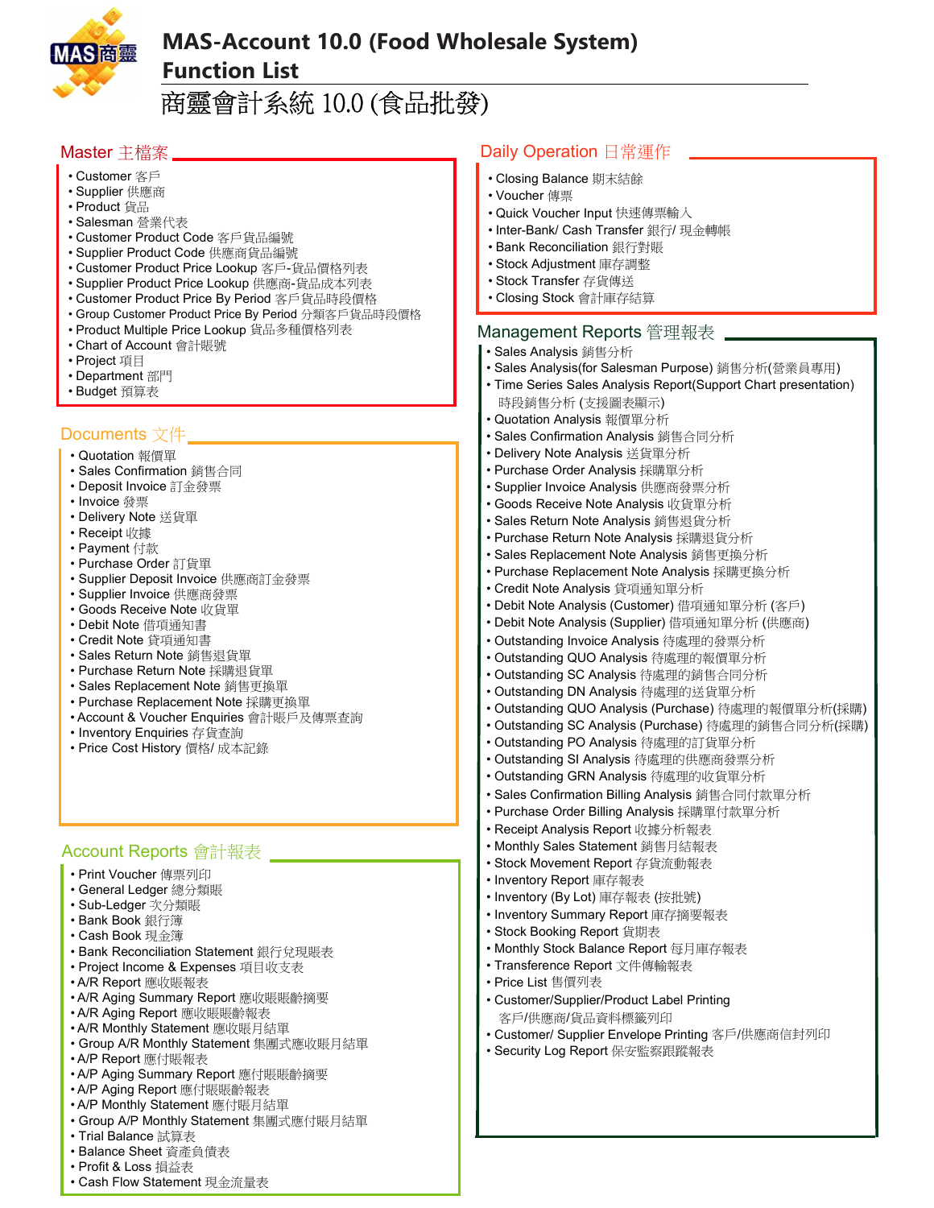# MAS-Account 10.0 (Food Wholesale System) Function List

# 商靈會計系統 10.0 (食品批發)

## Master 主檔案

- Customer 客戶
- Supplier 供應商
- Product 貨品
- Salesman 營業代表
- Customer Product Code 客戶貨品編號
- Supplier Product Code 供應商貨品編號
- Customer Product Price Lookup 客戶-貨品價格列表
- Supplier Product Price Lookup 供應商-貨品成本列表
- Customer Product Price By Period 客戶貨品時段價格
- Group Customer Product Price By Period 分類客戶貨品時段價格
- Product Multiple Price Lookup 貨品多種價格列表
- Chart of Account 會計賬號
- Project 項目
- Department 部門
- Budget 預算表

## Documents 文件

- Quotation 報價單
- Sales Confirmation 銷售合同
- Deposit Invoice 訂金發票
- Invoice 發票
- Delivery Note 送貨單
- Receipt 收據
- Payment 付款
- Purchase Order 訂貨單
- Supplier Deposit Invoice 供應商訂金發票
- Supplier Invoice 供應商發票
- Goods Receive Note 收貨單
- Debit Note 借項通知書
- Credit Note 貸項通知書
- Sales Return Note 銷售退貨單
- Purchase Return Note 採購退貨單
- Sales Replacement Note 銷售更換單
- Purchase Replacement Note 採購更換單
- Account & Voucher Enquiries 會計賬戶及傳票查詢
- Inventory Enquiries 存貨查詢
- Price Cost History 價格/ 成本記錄

## Account Reports 會計報表

- Print Voucher 傳票列印
- General Ledger 總分類賬
- Sub-Ledger 次分類賬
- Bank Book 銀行簿
- Cash Book 現金簿
- Bank Reconciliation Statement 銀行兌現賬表
- Project Income & Expenses 項目收支表
- A/R Report 應收賬報表
- A/R Aging Summary Report 應收賬賬齡摘要
- A/R Aging Report 應收賬賬齡報表
- A/R Monthly Statement 應收賬月結單
- Group A/R Monthly Statement 集團式應收賬月結單
- A/P Report 應付賬報表
- A/P Aging Summary Report 應付賬賬齡摘要
- A/P Aging Report 應付賬賬齡報表
- A/P Monthly Statement 應付賬月結單
- Group A/P Monthly Statement 集團式應付賬月結單
- Trial Balance 試算表
- Balance Sheet 資產負債表
- Profit & Loss 損益表
- Cash Flow Statement 現金流量表

## Daily Operation 日常運作

- Closing Balance 期末結餘
- Voucher 傳票
- Quick Voucher Input 快速傳票輸入
- Inter-Bank/ Cash Transfer 銀行/ 現金轉帳
- Bank Reconciliation 銀行對賬
- Stock Adjustment 庫存調整
- Stock Transfer 存貨傳送
- Closing Stock 會計庫存結算

## Management Reports 管理報表

- Sales Analysis 銷售分析
- Sales Analysis(for Salesman Purpose) 銷售分析(營業員專用)
- Time Series Sales Analysis Report(Support Chart presentation) 時段銷售分析 (支援圖表顯示)
- Quotation Analysis 報價單分析
- Sales Confirmation Analysis 銷售合同分析
- Delivery Note Analysis 送貨單分析
- Purchase Order Analysis 採購單分析
- Supplier Invoice Analysis 供應商發票分析
- Goods Receive Note Analysis 收貨單分析
- Sales Return Note Analysis 銷售退貨分析
- Purchase Return Note Analysis 採購退貨分析
- Sales Replacement Note Analysis 銷售更換分析
- Purchase Replacement Note Analysis 採購更換分析
- Credit Note Analysis 貸項通知單分析
- Debit Note Analysis (Customer) 借項通知單分析 (客戶)
- Debit Note Analysis (Supplier) 借項通知單分析 (供應商)
- Outstanding Invoice Analysis 待處理的發票分析
- Outstanding QUO Analysis 待處理的報價單分析
- Outstanding SC Analysis 待處理的銷售合同分析
- Outstanding DN Analysis 待處理的送貨單分析
- Outstanding QUO Analysis (Purchase) 待處理的報價單分析(採購)
- Outstanding SC Analysis (Purchase) 待處理的銷售合同分析(採購)
- Outstanding PO Analysis 待處理的訂貨單分析
- Outstanding SI Analysis 待處理的供應商發票分析
- Outstanding GRN Analysis 待處理的收貨單分析
- Sales Confirmation Billing Analysis 銷售合同付款單分析
- Purchase Order Billing Analysis 採購單付款單分析
- Receipt Analysis Report 收據分析報表
- Monthly Sales Statement 銷售月結報表
- Stock Movement Report 存貨流動報表
- Inventory Report 庫存報表
- Inventory (By Lot) 庫存報表 (按批號)
- Inventory Summary Report 庫存摘要報表
- Stock Booking Report 貨期表
- Monthly Stock Balance Report 每月庫存報表
- Transference Report 文件傳輸報表
- Price List 售價列表
- Customer/Supplier/Product Label Printing 客戶/供應商/貨品資料標籤列印
- Customer/ Supplier Envelope Printing 客戶/供應商信封列印
- Security Log Report 保安監察跟蹤報表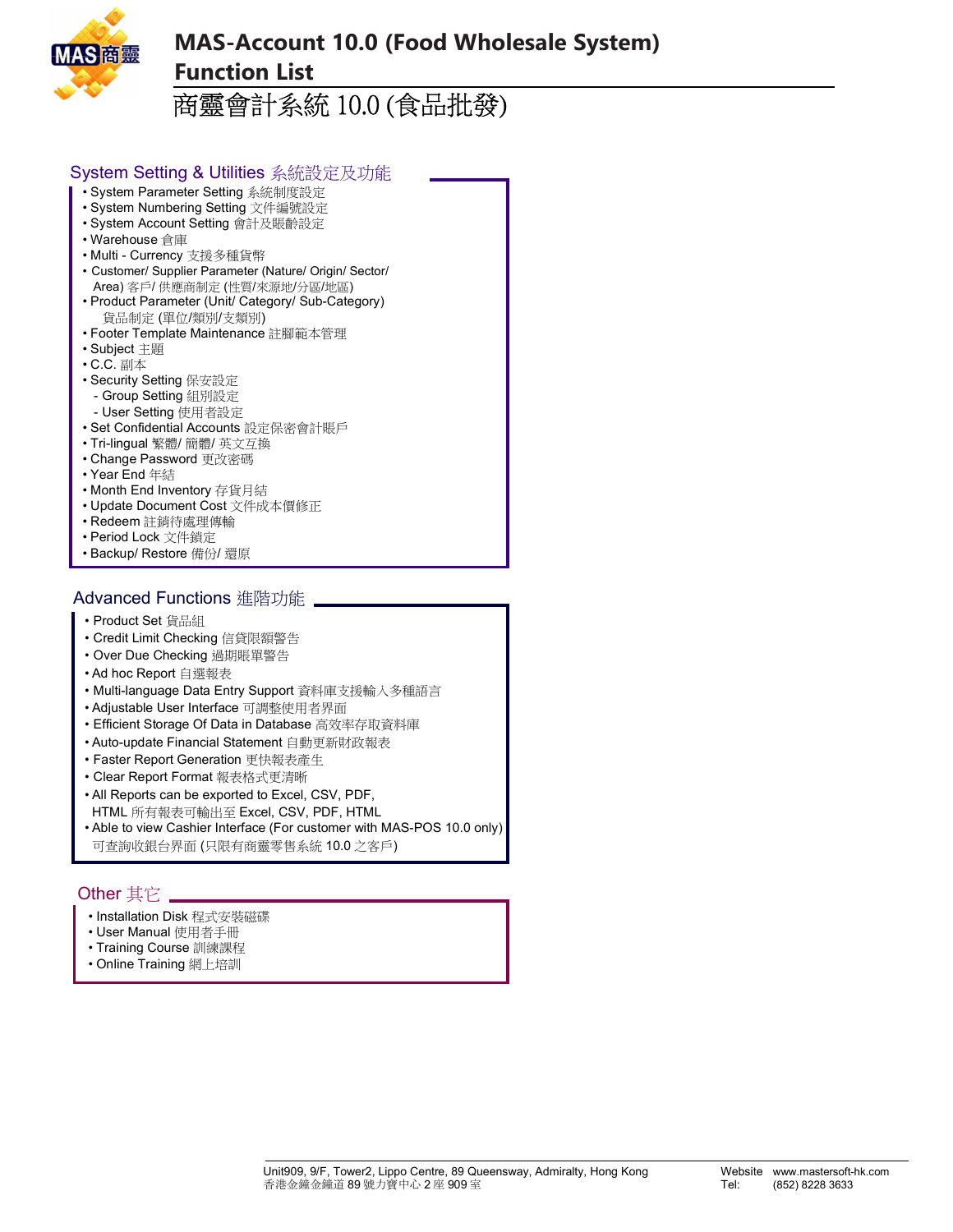# MAS-Account 10.0 (Food Wholesale System) Function List

# 商靈會計系統 10.0 (食品批發)

## System Setting & Utilities 系統設定及功能

- System Parameter Setting 系統制度設定
- System Numbering Setting 文件編號設定
- System Account Setting 會計及賬齡設定
- Warehouse 倉庫
- Multi - Currency 支援多種貨幣
- Customer/ Supplier Parameter (Nature/ Origin/ Sector/ Area) 客戶/ 供應商制定 (性質/來源地/分區/地區)
- Product Parameter (Unit/ Category/ Sub-Category) 貨品制定 (單位/類別/支類別)
- Footer Template Maintenance 註腳範本管理
- Subject 主題
- C.C. 副本
- Security Setting 保安設定
  - Group Setting 組別設定
  - User Setting 使用者設定
- Set Confidential Accounts 設定保密會計賬戶
- Tri-lingual 繁體/ 簡體/ 英文互換
- Change Password 更改密碼
- Year End 年結
- Month End Inventory 存貨月結
- Update Document Cost 文件成本價修正
- Redeem 註銷待處理傳輸
- Period Lock 文件鎖定
- Backup/ Restore 備份/ 還原

## Advanced Functions 進階功能

- Product Set 貨品組
- Credit Limit Checking 信貸限額警告
- Over Due Checking 過期賬單警告
- Ad hoc Report 自選報表
- Multi-language Data Entry Support 資料庫支援輸入多種語言
- Adjustable User Interface 可調整使用者界面
- Efficient Storage Of Data in Database 高效率存取資料庫
- Auto-update Financial Statement 自動更新財政報表
- Faster Report Generation 更快報表產生
- Clear Report Format 報表格式更清晰
- All Reports can be exported to Excel, CSV, PDF, HTML 所有報表可輸出至 Excel, CSV, PDF, HTML
- Able to view Cashier Interface (For customer with MAS-POS 10.0 only) 可查詢收銀台界面 (只限有商靈零售系統 10.0 之客戶)

## Other 其它

- Installation Disk 程式安裝磁碟
- User Manual 使用者手冊
- Training Course 訓練課程
- Online Training 網上培訓

Unit909, 9/F, Tower2, Lippo Centre, 89 Queensway, Admiralty, Hong Kong
香港金鐘金鐘道 89 號力寶中心 2 座 909 室

Website www.mastersoft-hk.com
Tel: (852) 8228 3633